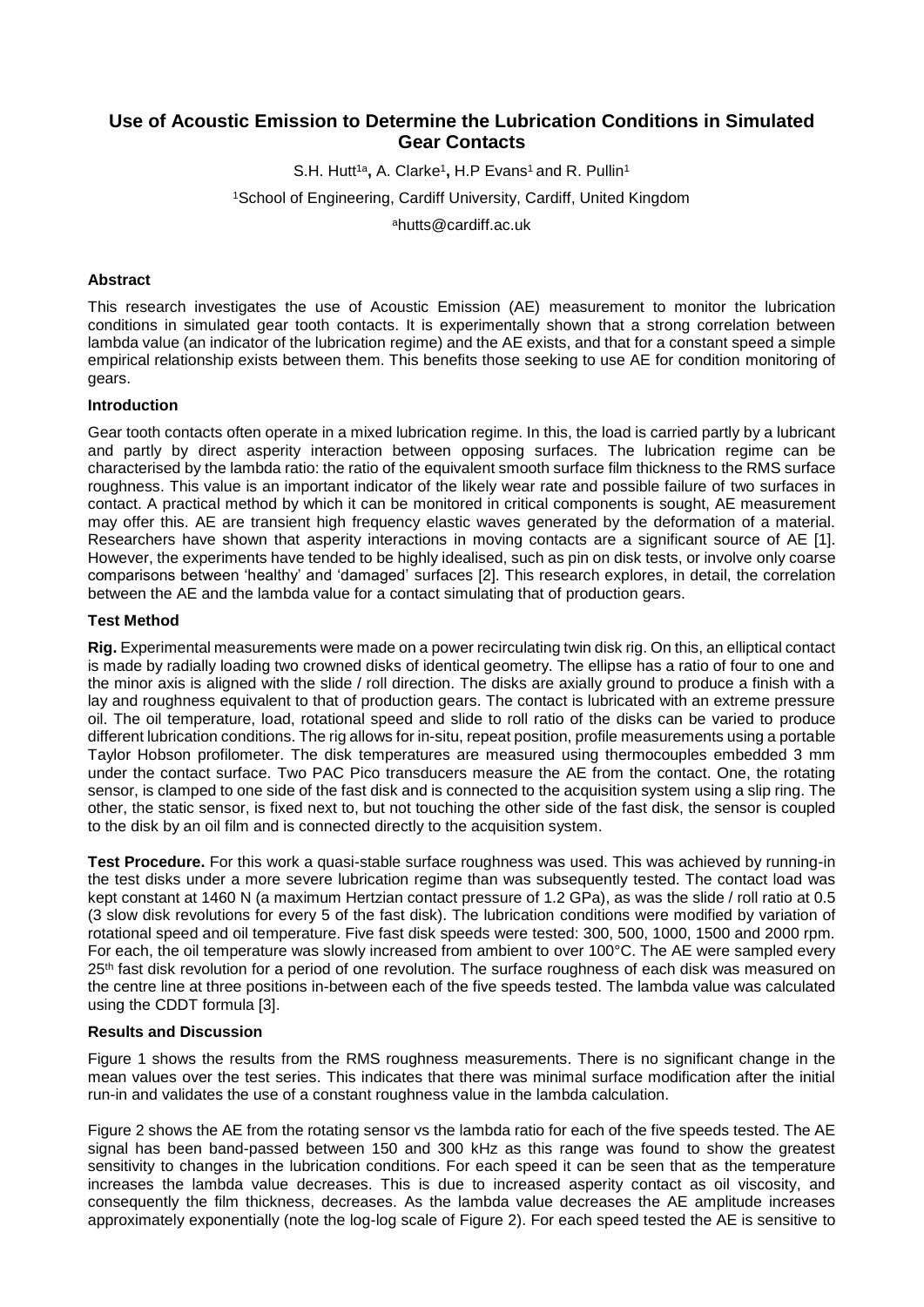# Use of Acoustic Emission to Determine the Lubrication Conditions in Simulated Gear Contacts

S.H. Hutt[1a], A. Clarke[1], H.P Evans[1] and R. Pullin[1]

[1]School of Engineering, Cardiff University, Cardiff, United Kingdom

[a]hutts@cardiff.ac.uk

### Abstract

This research investigates the use of Acoustic Emission (AE) measurement to monitor the lubrication conditions in simulated gear tooth contacts. It is experimentally shown that a strong correlation between lambda value (an indicator of the lubrication regime) and the AE exists, and that for a constant speed a simple empirical relationship exists between them. This benefits those seeking to use AE for condition monitoring of gears.

### Introduction

Gear tooth contacts often operate in a mixed lubrication regime. In this, the load is carried partly by a lubricant and partly by direct asperity interaction between opposing surfaces. The lubrication regime can be characterised by the lambda ratio: the ratio of the equivalent smooth surface film thickness to the RMS surface roughness. This value is an important indicator of the likely wear rate and possible failure of two surfaces in contact. A practical method by which it can be monitored in critical components is sought, AE measurement may offer this. AE are transient high frequency elastic waves generated by the deformation of a material. Researchers have shown that asperity interactions in moving contacts are a significant source of AE [1]. However, the experiments have tended to be highly idealised, such as pin on disk tests, or involve only coarse comparisons between 'healthy' and 'damaged' surfaces [2]. This research explores, in detail, the correlation between the AE and the lambda value for a contact simulating that of production gears.

### Test Method

**Rig.** Experimental measurements were made on a power recirculating twin disk rig. On this, an elliptical contact is made by radially loading two crowned disks of identical geometry. The ellipse has a ratio of four to one and the minor axis is aligned with the slide / roll direction. The disks are axially ground to produce a finish with a lay and roughness equivalent to that of production gears. The contact is lubricated with an extreme pressure oil. The oil temperature, load, rotational speed and slide to roll ratio of the disks can be varied to produce different lubrication conditions. The rig allows for in-situ, repeat position, profile measurements using a portable Taylor Hobson profilometer. The disk temperatures are measured using thermocouples embedded 3 mm under the contact surface. Two PAC Pico transducers measure the AE from the contact. One, the rotating sensor, is clamped to one side of the fast disk and is connected to the acquisition system using a slip ring. The other, the static sensor, is fixed next to, but not touching the other side of the fast disk, the sensor is coupled to the disk by an oil film and is connected directly to the acquisition system.

**Test Procedure.** For this work a quasi-stable surface roughness was used. This was achieved by running-in the test disks under a more severe lubrication regime than was subsequently tested. The contact load was kept constant at 1460 N (a maximum Hertzian contact pressure of 1.2 GPa), as was the slide / roll ratio at 0.5 (3 slow disk revolutions for every 5 of the fast disk). The lubrication conditions were modified by variation of rotational speed and oil temperature. Five fast disk speeds were tested: 300, 500, 1000, 1500 and 2000 rpm. For each, the oil temperature was slowly increased from ambient to over 100°C. The AE were sampled every 25th fast disk revolution for a period of one revolution. The surface roughness of each disk was measured on the centre line at three positions in-between each of the five speeds tested. The lambda value was calculated using the CDDT formula [3].

### Results and Discussion

Figure 1 shows the results from the RMS roughness measurements. There is no significant change in the mean values over the test series. This indicates that there was minimal surface modification after the initial run-in and validates the use of a constant roughness value in the lambda calculation.

Figure 2 shows the AE from the rotating sensor vs the lambda ratio for each of the five speeds tested. The AE signal has been band-passed between 150 and 300 kHz as this range was found to show the greatest sensitivity to changes in the lubrication conditions. For each speed it can be seen that as the temperature increases the lambda value decreases. This is due to increased asperity contact as oil viscosity, and consequently the film thickness, decreases. As the lambda value decreases the AE amplitude increases approximately exponentially (note the log-log scale of Figure 2). For each speed tested the AE is sensitive to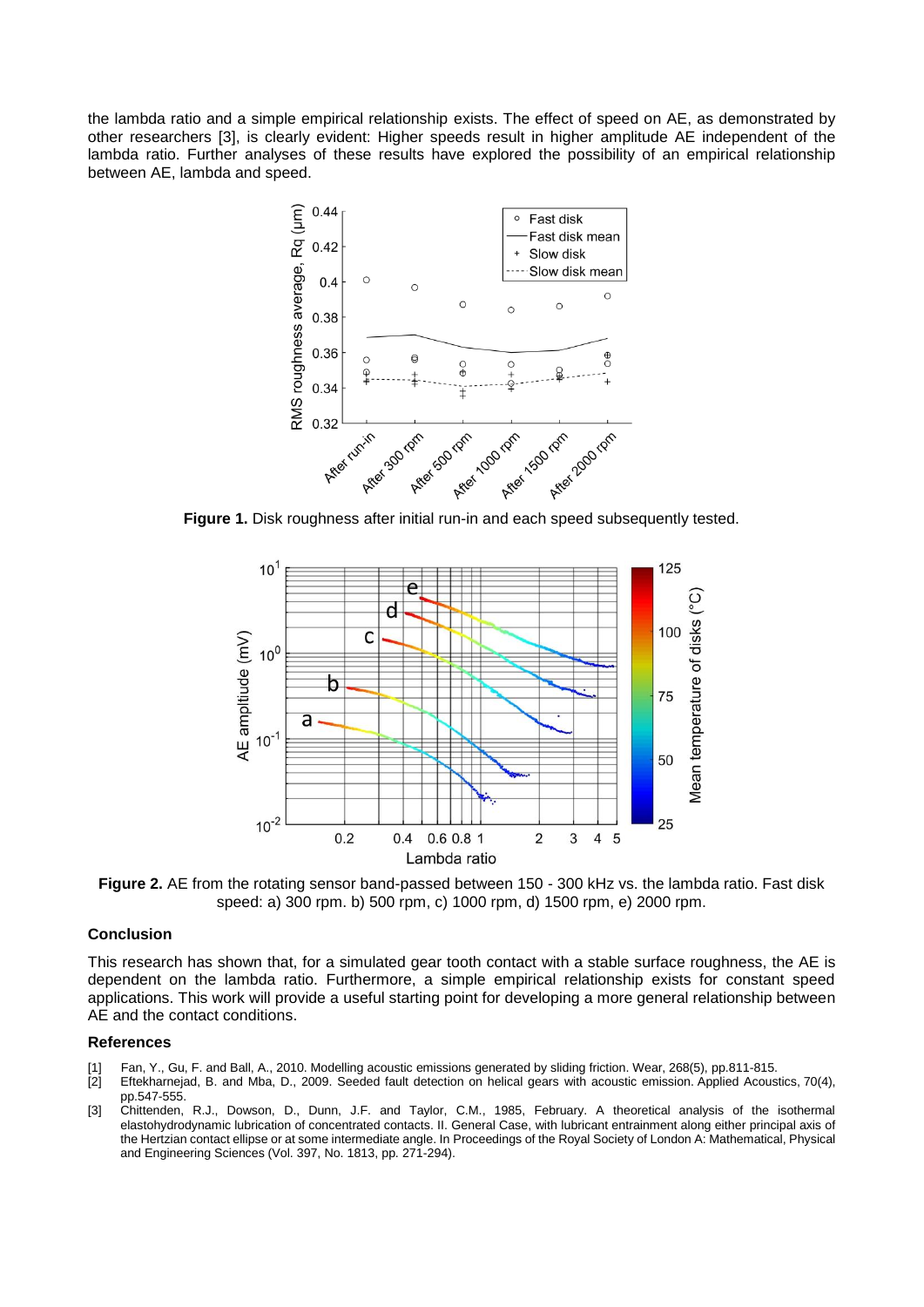the lambda ratio and a simple empirical relationship exists. The effect of speed on AE, as demonstrated by other researchers [3], is clearly evident: Higher speeds result in higher amplitude AE independent of the lambda ratio. Further analyses of these results have explored the possibility of an empirical relationship between AE, lambda and speed.

RMS roughness average, Rq (µm)
0.44
0.42
0.4
0.38
0.36
0.34
0.32
Fast disk
Fast disk mean
Slow disk
Slow disk mean
After run-in
After 300 rpm
After 500 rpm
After 1000 rpm
After 1500 rpm
After 2000 rpm

**Figure 1.** Disk roughness after initial run-in and each speed subsequently tested.

AE amplitude (mV)
$10^1$
$10^0$
$10^{-1}$
$10^{-2}$
a
b
c
d
e
0.2
0.4
0.6
0.8
1
2
3
4
5
Lambda ratio
Mean temperature of disks (°C)
125
100
75
50
25

**Figure 2.** AE from the rotating sensor band-passed between 150 - 300 kHz vs. the lambda ratio. Fast disk speed: a) 300 rpm. b) 500 rpm, c) 1000 rpm, d) 1500 rpm, e) 2000 rpm.

## Conclusion

This research has shown that, for a simulated gear tooth contact with a stable surface roughness, the AE is dependent on the lambda ratio. Furthermore, a simple empirical relationship exists for constant speed applications. This work will provide a useful starting point for developing a more general relationship between AE and the contact conditions.

## References

[1] Fan, Y., Gu, F. and Ball, A., 2010. Modelling acoustic emissions generated by sliding friction. Wear, 268(5), pp.811-815.

[2] Eftekharnejad, B. and Mba, D., 2009. Seeded fault detection on helical gears with acoustic emission. Applied Acoustics, 70(4), pp.547-555.

[3] Chittenden, R.J., Dowson, D., Dunn, J.F. and Taylor, C.M., 1985, February. A theoretical analysis of the isothermal elastohydrodynamic lubrication of concentrated contacts. II. General Case, with lubricant entrainment along either principal axis of the Hertzian contact ellipse or at some intermediate angle. In Proceedings of the Royal Society of London A: Mathematical, Physical and Engineering Sciences (Vol. 397, No. 1813, pp. 271-294).